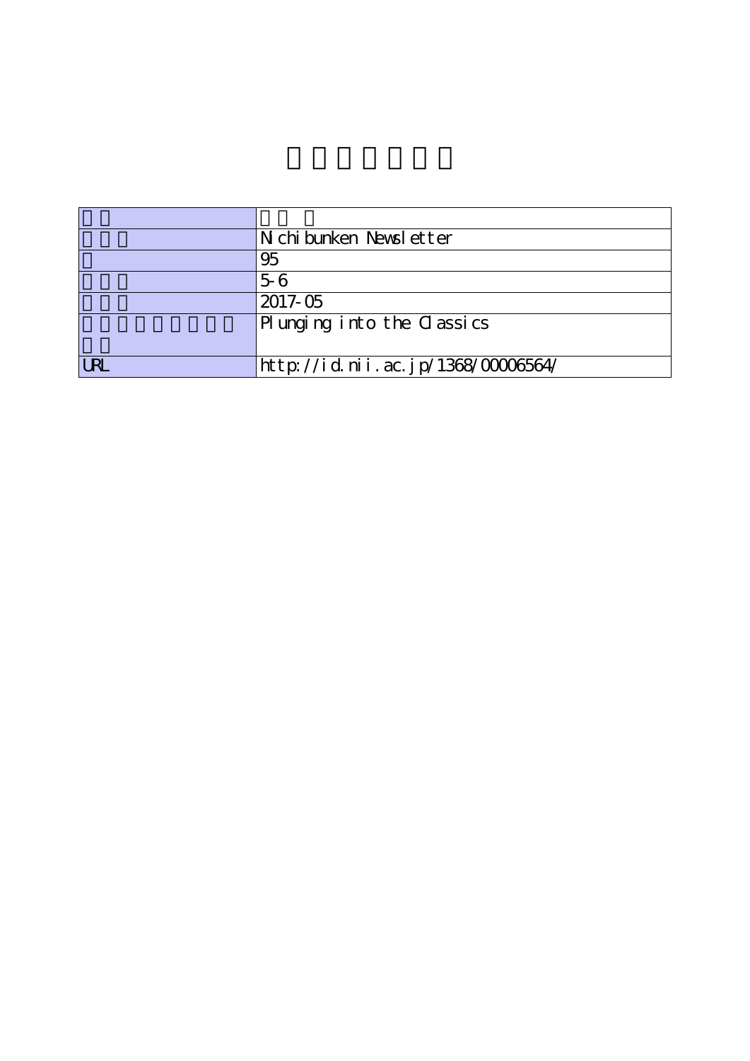| | |
|---|---|
| | |
| | Nichibunken Newsletter |
| | 95 |
| | 5-6 |
| | 2017-05 |
| | Plunging into the Classics |
| URL | http://id.nii.ac.jp/1368/00006564/ |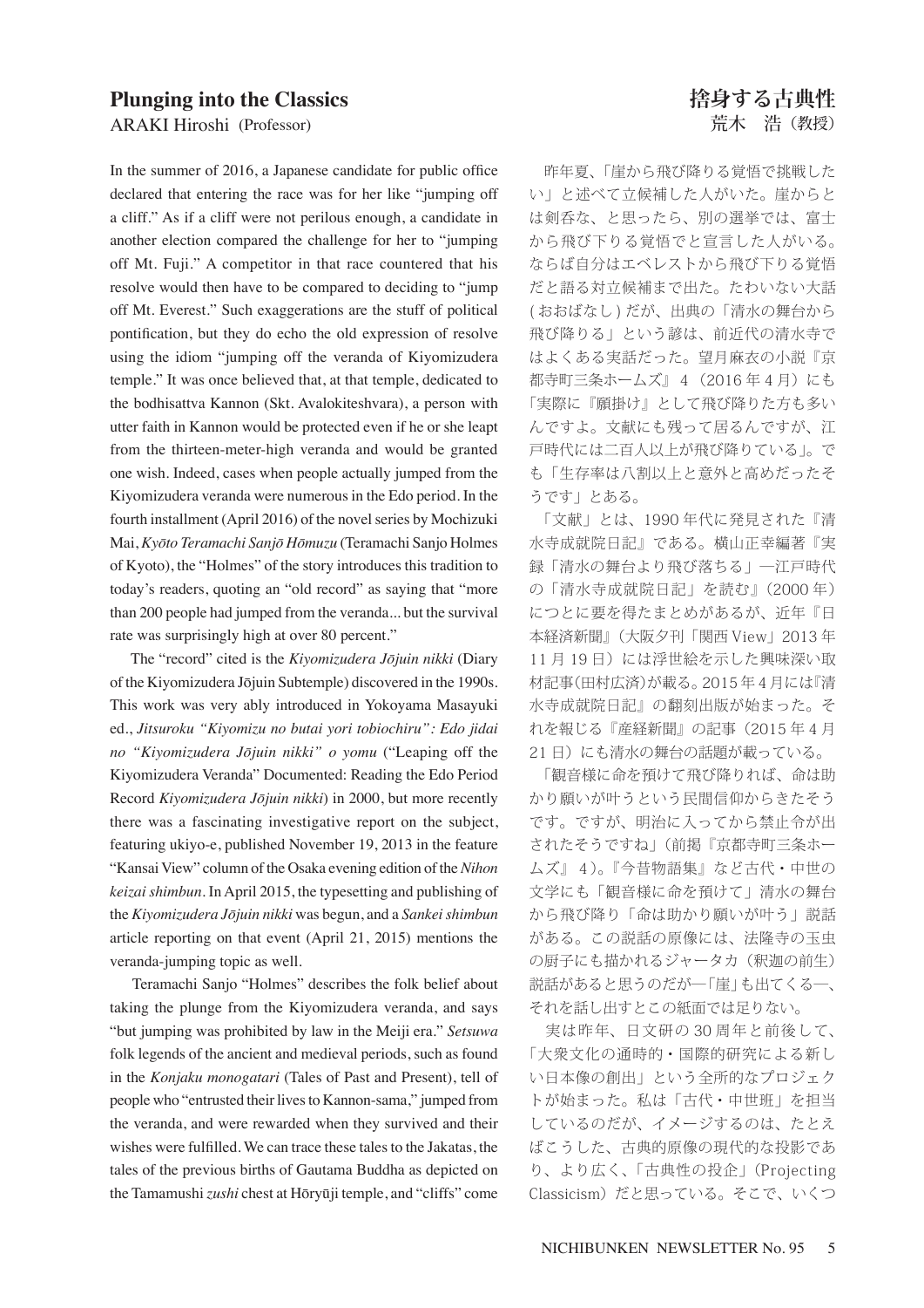## Plunging into the Classics

ARAKI Hiroshi (Professor)

In the summer of 2016, a Japanese candidate for public office declared that entering the race was for her like "jumping off a cliff." As if a cliff were not perilous enough, a candidate in another election compared the challenge for her to "jumping off Mt. Fuji." A competitor in that race countered that his resolve would then have to be compared to deciding to "jump off Mt. Everest." Such exaggerations are the stuff of political pontification, but they do echo the old expression of resolve using the idiom "jumping off the veranda of Kiyomizudera temple." It was once believed that, at that temple, dedicated to the bodhisattva Kannon (Skt. Avalokiteshvara), a person with utter faith in Kannon would be protected even if he or she leapt from the thirteen-meter-high veranda and would be granted one wish. Indeed, cases when people actually jumped from the Kiyomizudera veranda were numerous in the Edo period. In the fourth installment (April 2016) of the novel series by Mochizuki Mai, *Kyōto Teramachi Sanjō Hōmuzu* (Teramachi Sanjo Holmes of Kyoto), the "Holmes" of the story introduces this tradition to today's readers, quoting an "old record" as saying that "more than 200 people had jumped from the veranda... but the survival rate was surprisingly high at over 80 percent."

The "record" cited is the *Kiyomizudera Jōjuin nikki* (Diary of the Kiyomizudera Jōjuin Subtemple) discovered in the 1990s. This work was very ably introduced in Yokoyama Masayuki ed., *Jitsuroku "Kiyomizu no butai yori tobiochiru": Edo jidai no "Kiyomizudera Jōjuin nikki" o yomu* ("Leaping off the Kiyomizudera Veranda" Documented: Reading the Edo Period Record *Kiyomizudera Jōjuin nikki*) in 2000, but more recently there was a fascinating investigative report on the subject, featuring ukiyo-e, published November 19, 2013 in the feature "Kansai View" column of the Osaka evening edition of the *Nihon keizai shimbun*. In April 2015, the typesetting and publishing of the *Kiyomizudera Jōjuin nikki* was begun, and a *Sankei shimbun* article reporting on that event (April 21, 2015) mentions the veranda-jumping topic as well.

Teramachi Sanjo "Holmes" describes the folk belief about taking the plunge from the Kiyomizudera veranda, and says "but jumping was prohibited by law in the Meiji era." *Setsuwa* folk legends of the ancient and medieval periods, such as found in the *Konjaku monogatari* (Tales of Past and Present), tell of people who "entrusted their lives to Kannon-sama," jumped from the veranda, and were rewarded when they survived and their wishes were fulfilled. We can trace these tales to the Jakatas, the tales of the previous births of Gautama Buddha as depicted on the Tamamushi *zushi* chest at Hōryūji temple, and "cliffs" come

## 捨身する古典性

荒木　浩（教授）

昨年夏、「崖から飛び降りる覚悟で挑戦したい」と述べて立候補した人がいた。崖からとは剣呑な、と思ったら、別の選挙では、富士から飛び下りる覚悟でと宣言した人がいる。ならば自分はエベレストから飛び下りる覚悟だと語る対立候補まで出た。たわいない大話(おおばなし)だが、出典の「清水の舞台から飛び降りる」という諺は、前近代の清水寺ではよくある実話だった。望月麻衣の小説『京都寺町三条ホームズ』4（2016年4月）にも「実際に『願掛け』として飛び降りた方も多いんですよ。文献にも残って居るんですが、江戸時代には二百人以上が飛び降りている」。でも「生存率は八割以上と意外と高めだったそうです」とある。

「文献」とは、1990年代に発見された『清水寺成就院日記』である。横山正幸編著『実録「清水の舞台より飛び落ちる」―江戸時代の「清水寺成就院日記」を読む』（2000年）につとに要を得たまとめがあるが、近年『日本経済新聞』（大阪夕刊「関西View」2013年11月19日）には浮世絵を示した興味深い取材記事（田村広済）が載る。2015年4月には『清水寺成就院日記』の翻刻出版が始まった。それを報じる『産経新聞』の記事（2015年4月21日）にも清水の舞台の話題が載っている。

「観音様に命を預けて飛び降りれば、命は助かり願いが叶うという民間信仰からきたそうです。ですが、明治に入ってから禁止令が出されたそうですね」（前掲『京都寺町三条ホームズ』4）。『今昔物語集』など古代・中世の文学にも「観音様に命を預けて」清水の舞台から飛び降り「命は助かり願いが叶う」説話がある。この説話の原像には、法隆寺の玉虫の厨子にも描かれるジャータカ（釈迦の前生）説話があると思うのだが―「崖」も出てくる―、それを話し出すとこの紙面では足りない。

実は昨年、日文研の30周年と前後して、「大衆文化の通時的・国際的研究による新しい日本像の創出」という全所的なプロジェクトが始まった。私は「古代・中世班」を担当しているのだが、イメージするのは、たとえばこうした、古典的原像の現代的な投影であり、より広く、「古典性の投企」（Projecting Classicism）だと思っている。そこで、いくつ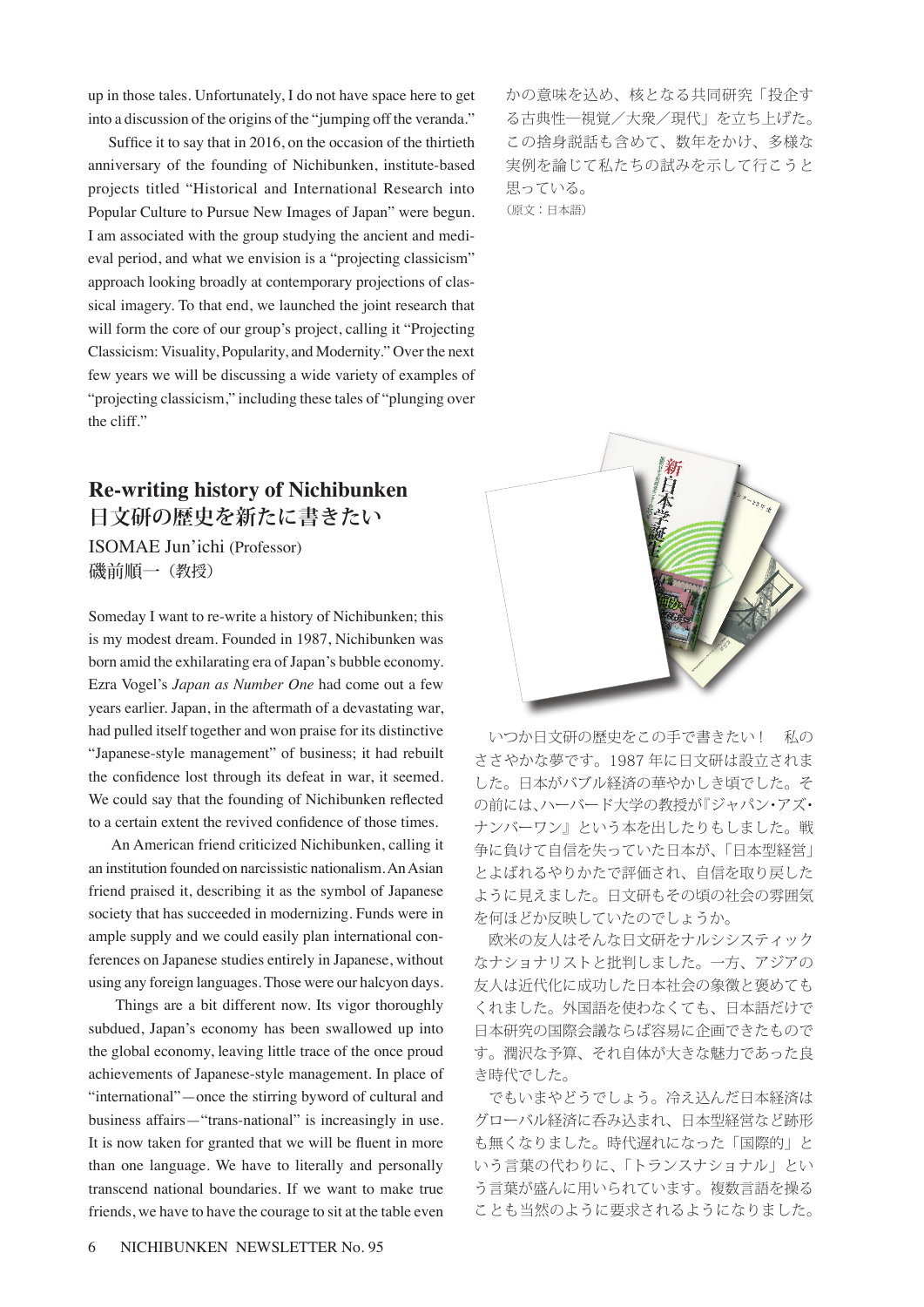up in those tales. Unfortunately, I do not have space here to get into a discussion of the origins of the "jumping off the veranda."

Suffice it to say that in 2016, on the occasion of the thirtieth anniversary of the founding of Nichibunken, institute-based projects titled "Historical and International Research into Popular Culture to Pursue New Images of Japan" were begun. I am associated with the group studying the ancient and medieval period, and what we envision is a "projecting classicism" approach looking broadly at contemporary projections of classical imagery. To that end, we launched the joint research that will form the core of our group's project, calling it "Projecting Classicism: Visuality, Popularity, and Modernity." Over the next few years we will be discussing a wide variety of examples of "projecting classicism," including these tales of "plunging over the cliff."

かの意味を込め、核となる共同研究「投企する古典性—視覚／大衆／現代」を立ち上げた。この捨身説話も含めて、数年をかけ、多様な実例を論じて私たちの試みを示して行こうと思っている。

（原文：日本語）

## Re-writing history of Nichibunken
## 日文研の歴史を新たに書きたい

ISOMAE Jun'ichi (Professor)
磯前順一（教授）

Someday I want to re-write a history of Nichibunken; this is my modest dream. Founded in 1987, Nichibunken was born amid the exhilarating era of Japan's bubble economy. Ezra Vogel's *Japan as Number One* had come out a few years earlier. Japan, in the aftermath of a devastating war, had pulled itself together and won praise for its distinctive "Japanese-style management" of business; it had rebuilt the confidence lost through its defeat in war, it seemed. We could say that the founding of Nichibunken reflected to a certain extent the revived confidence of those times.

An American friend criticized Nichibunken, calling it an institution founded on narcissistic nationalism. An Asian friend praised it, describing it as the symbol of Japanese society that has succeeded in modernizing. Funds were in ample supply and we could easily plan international conferences on Japanese studies entirely in Japanese, without using any foreign languages. Those were our halcyon days.

Things are a bit different now. Its vigor thoroughly subdued, Japan's economy has been swallowed up into the global economy, leaving little trace of the once proud achievements of Japanese-style management. In place of "international"—once the stirring byword of cultural and business affairs—"trans-national" is increasingly in use. It is now taken for granted that we will be fluent in more than one language. We have to literally and personally transcend national boundaries. If we want to make true friends, we have to have the courage to sit at the table even

いつか日文研の歴史をこの手で書きたい！　私のささやかな夢です。1987 年に日文研は設立されました。日本がバブル経済の華やかしき頃でした。その前には、ハーバード大学の教授が『ジャパン・アズ・ナンバーワン』という本を出したりもしました。戦争に負けて自信を失っていた日本が、「日本型経営」とよばれるやりかたで評価され、自信を取り戻したように見えました。日文研もその頃の社会の雰囲気を何ほどか反映していたのでしょうか。

欧米の友人はそんな日文研をナルシシスティックなナショナリストと批判しました。一方、アジアの友人は近代化に成功した日本社会の象徴と褒めてもくれました。外国語を使わなくても、日本語だけで日本研究の国際会議ならば容易に企画できたものです。潤沢な予算、それ自体が大きな魅力であった良き時代でした。

でもいまやどうでしょう。冷え込んだ日本経済はグローバル経済に呑み込まれ、日本型経営など跡形も無くなりました。時代遅れになった「国際的」という言葉の代わりに、「トランスナショナル」という言葉が盛んに用いられています。複数言語を操ることも当然のように要求されるようになりました。